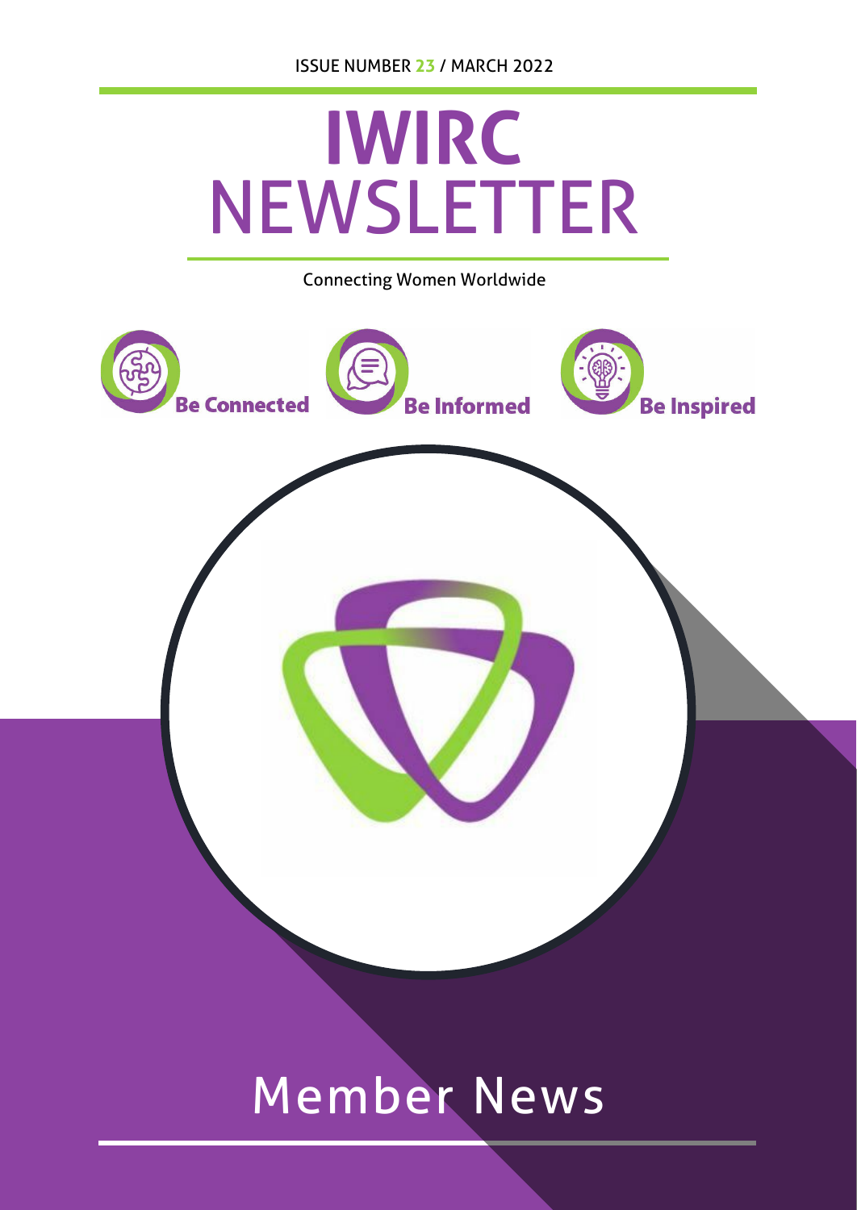ISSUE NUMBER 23 / MARCH 2022

# IWIRC NEWSLETTER

Connecting Women Worldwide

**Be Connected** **Be Informed** **Be Inspired**

# Member News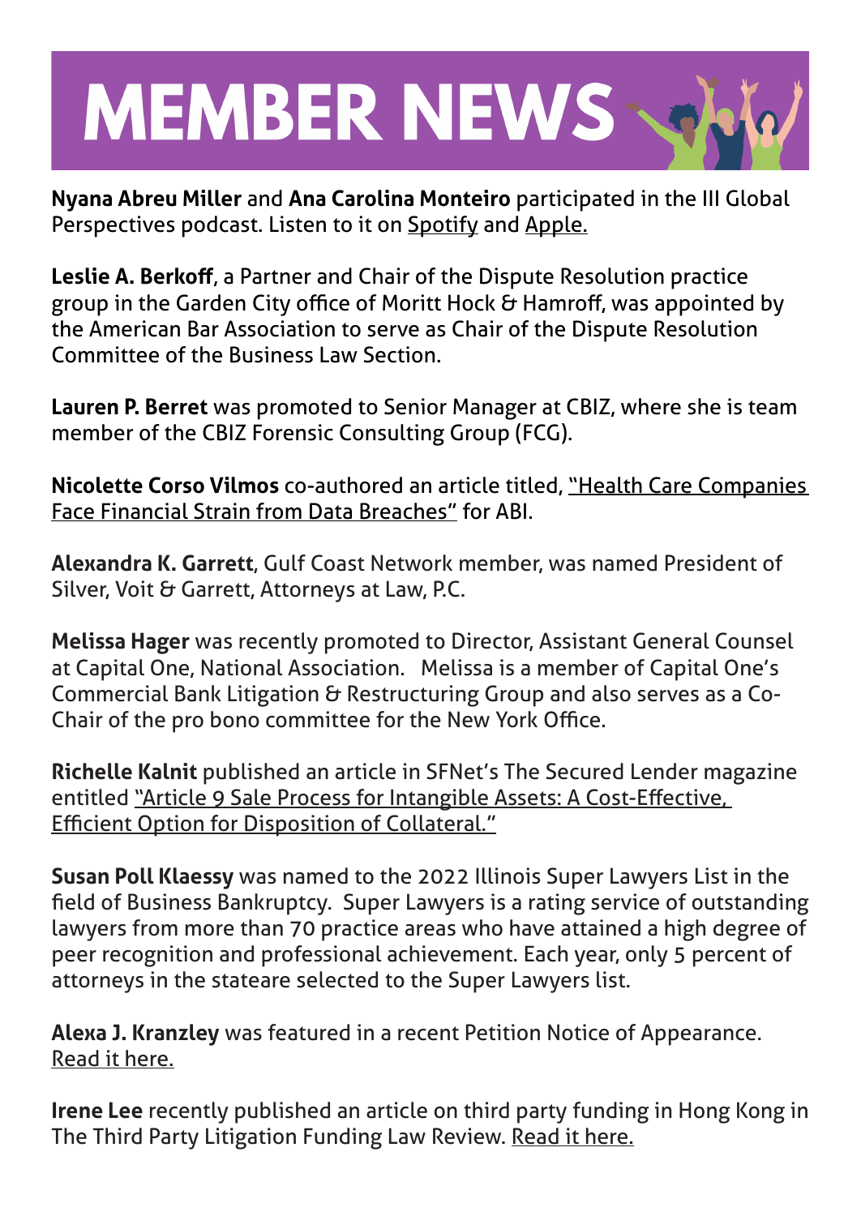# MEMBER NEWS

**Nyana Abreu Miller** and **Ana Carolina Monteiro** participated in the III Global Perspectives podcast. Listen to it on Spotify and Apple.

**Leslie A. Berkoff**, a Partner and Chair of the Dispute Resolution practice group in the Garden City office of Moritt Hock & Hamroff, was appointed by the American Bar Association to serve as Chair of the Dispute Resolution Committee of the Business Law Section.

**Lauren P. Berret** was promoted to Senior Manager at CBIZ, where she is team member of the CBIZ Forensic Consulting Group (FCG).

**Nicolette Corso Vilmos** co-authored an article titled, "Health Care Companies Face Financial Strain from Data Breaches" for ABI.

**Alexandra K. Garrett**, Gulf Coast Network member, was named President of Silver, Voit & Garrett, Attorneys at Law, P.C.

**Melissa Hager** was recently promoted to Director, Assistant General Counsel at Capital One, National Association. Melissa is a member of Capital One's Commercial Bank Litigation & Restructuring Group and also serves as a Co-Chair of the pro bono committee for the New York Office.

**Richelle Kalnit** published an article in SFNet's The Secured Lender magazine entitled "Article 9 Sale Process for Intangible Assets: A Cost-Effective, Efficient Option for Disposition of Collateral."

**Susan Poll Klaessy** was named to the 2022 Illinois Super Lawyers List in the field of Business Bankruptcy. Super Lawyers is a rating service of outstanding lawyers from more than 70 practice areas who have attained a high degree of peer recognition and professional achievement. Each year, only 5 percent of attorneys in the stateare selected to the Super Lawyers list.

**Alexa J. Kranzley** was featured in a recent Petition Notice of Appearance. Read it here.

**Irene Lee** recently published an article on third party funding in Hong Kong in The Third Party Litigation Funding Law Review. Read it here.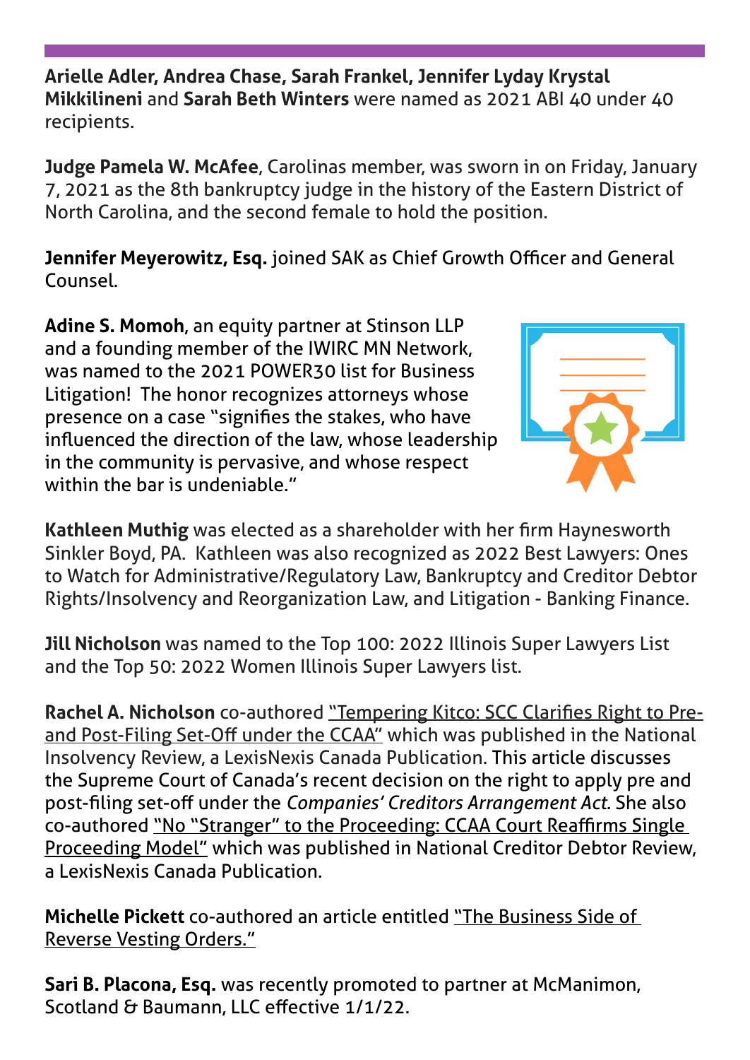**Arielle Adler, Andrea Chase, Sarah Frankel, Jennifer Lyday Krystal Mikkilineni** and **Sarah Beth Winters** were named as 2021 ABI 40 under 40 recipients.

**Judge Pamela W. McAfee**, Carolinas member, was sworn in on Friday, January 7, 2021 as the 8th bankruptcy judge in the history of the Eastern District of North Carolina, and the second female to hold the position.

**Jennifer Meyerowitz, Esq.** joined SAK as Chief Growth Officer and General Counsel.

**Adine S. Momoh**, an equity partner at Stinson LLP and a founding member of the IWIRC MN Network, was named to the 2021 POWER30 list for Business Litigation! The honor recognizes attorneys whose presence on a case "signifies the stakes, who have influenced the direction of the law, whose leadership in the community is pervasive, and whose respect within the bar is undeniable."

**Kathleen Muthig** was elected as a shareholder with her firm Haynesworth Sinkler Boyd, PA. Kathleen was also recognized as 2022 Best Lawyers: Ones to Watch for Administrative/Regulatory Law, Bankruptcy and Creditor Debtor Rights/Insolvency and Reorganization Law, and Litigation - Banking Finance.

**Jill Nicholson** was named to the Top 100: 2022 Illinois Super Lawyers List and the Top 50: 2022 Women Illinois Super Lawyers list.

**Rachel A. Nicholson** co-authored "Tempering Kitco: SCC Clarifies Right to Pre- and Post-Filing Set-Off under the CCAA" which was published in the National Insolvency Review, a LexisNexis Canada Publication. This article discusses the Supreme Court of Canada's recent decision on the right to apply pre and post-filing set-off under the *Companies' Creditors Arrangement Act.* She also co-authored "No "Stranger" to the Proceeding: CCAA Court Reaffirms Single Proceeding Model" which was published in National Creditor Debtor Review, a LexisNexis Canada Publication.

**Michelle Pickett** co-authored an article entitled "The Business Side of Reverse Vesting Orders."

**Sari B. Placona, Esq.** was recently promoted to partner at McManimon, Scotland & Baumann, LLC effective 1/1/22.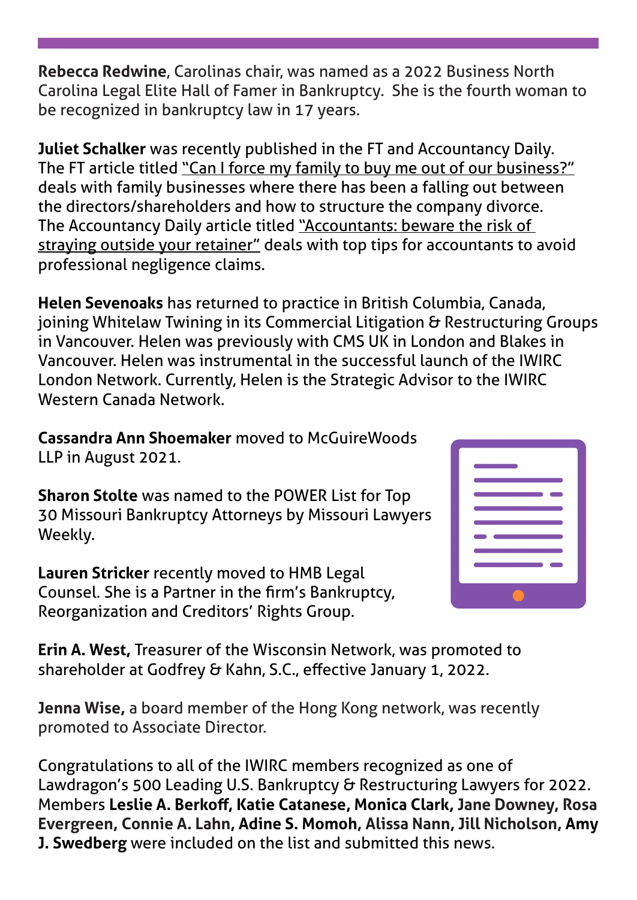**Rebecca Redwine**, Carolinas chair, was named as a 2022 Business North Carolina Legal Elite Hall of Famer in Bankruptcy. She is the fourth woman to be recognized in bankruptcy law in 17 years.

**Juliet Schalker** was recently published in the FT and Accountancy Daily. The FT article titled "Can I force my family to buy me out of our business?" deals with family businesses where there has been a falling out between the directors/shareholders and how to structure the company divorce. The Accountancy Daily article titled "Accountants: beware the risk of straying outside your retainer" deals with top tips for accountants to avoid professional negligence claims.

**Helen Sevenoaks** has returned to practice in British Columbia, Canada, joining Whitelaw Twining in its Commercial Litigation & Restructuring Groups in Vancouver. Helen was previously with CMS UK in London and Blakes in Vancouver. Helen was instrumental in the successful launch of the IWIRC London Network. Currently, Helen is the Strategic Advisor to the IWIRC Western Canada Network.

**Cassandra Ann Shoemaker** moved to McGuireWoods LLP in August 2021.

**Sharon Stolte** was named to the POWER List for Top 30 Missouri Bankruptcy Attorneys by Missouri Lawyers Weekly.

**Lauren Stricker** recently moved to HMB Legal Counsel. She is a Partner in the firm's Bankruptcy, Reorganization and Creditors' Rights Group.

**Erin A. West,** Treasurer of the Wisconsin Network, was promoted to shareholder at Godfrey & Kahn, S.C., effective January 1, 2022.

**Jenna Wise,** a board member of the Hong Kong network, was recently promoted to Associate Director.

Congratulations to all of the IWIRC members recognized as one of Lawdragon's 500 Leading U.S. Bankruptcy & Restructuring Lawyers for 2022. Members **Leslie A. Berkoff, Katie Catanese, Monica Clark, Jane Downey, Rosa Evergreen, Connie A. Lahn, Adine S. Momoh, Alissa Nann, Jill Nicholson, Amy J. Swedberg** were included on the list and submitted this news.